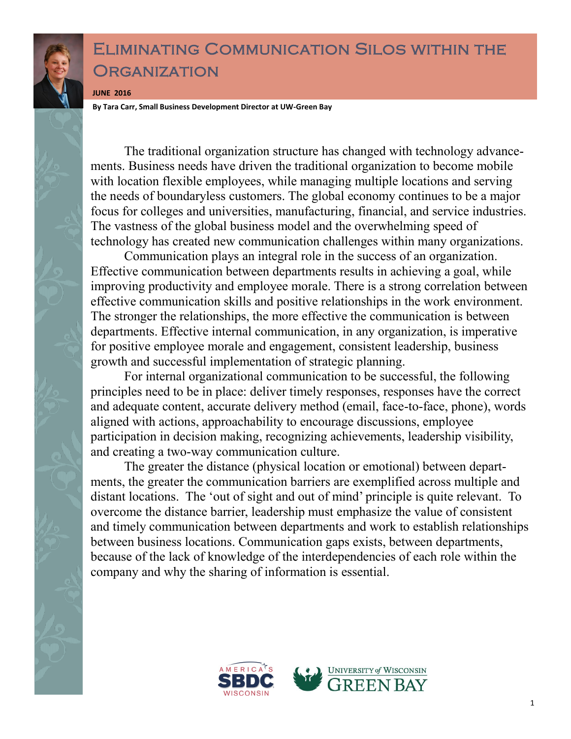# Eliminating Communication Silos within the Organization

**JUNE 2016**

**By Tara Carr, Small Business Development Director at UW-Green Bay**

The traditional organization structure has changed with technology advancements. Business needs have driven the traditional organization to become mobile with location flexible employees, while managing multiple locations and serving the needs of boundaryless customers. The global economy continues to be a major focus for colleges and universities, manufacturing, financial, and service industries. The vastness of the global business model and the overwhelming speed of technology has created new communication challenges within many organizations.

Communication plays an integral role in the success of an organization. Effective communication between departments results in achieving a goal, while improving productivity and employee morale. There is a strong correlation between effective communication skills and positive relationships in the work environment. The stronger the relationships, the more effective the communication is between departments. Effective internal communication, in any organization, is imperative for positive employee morale and engagement, consistent leadership, business growth and successful implementation of strategic planning.

For internal organizational communication to be successful, the following principles need to be in place: deliver timely responses, responses have the correct and adequate content, accurate delivery method (email, face-to-face, phone), words aligned with actions, approachability to encourage discussions, employee participation in decision making, recognizing achievements, leadership visibility, and creating a two-way communication culture.

The greater the distance (physical location or emotional) between departments, the greater the communication barriers are exemplified across multiple and distant locations. The 'out of sight and out of mind' principle is quite relevant. To overcome the distance barrier, leadership must emphasize the value of consistent and timely communication between departments and work to establish relationships between business locations. Communication gaps exists, between departments, because of the lack of knowledge of the interdependencies of each role within the company and why the sharing of information is essential.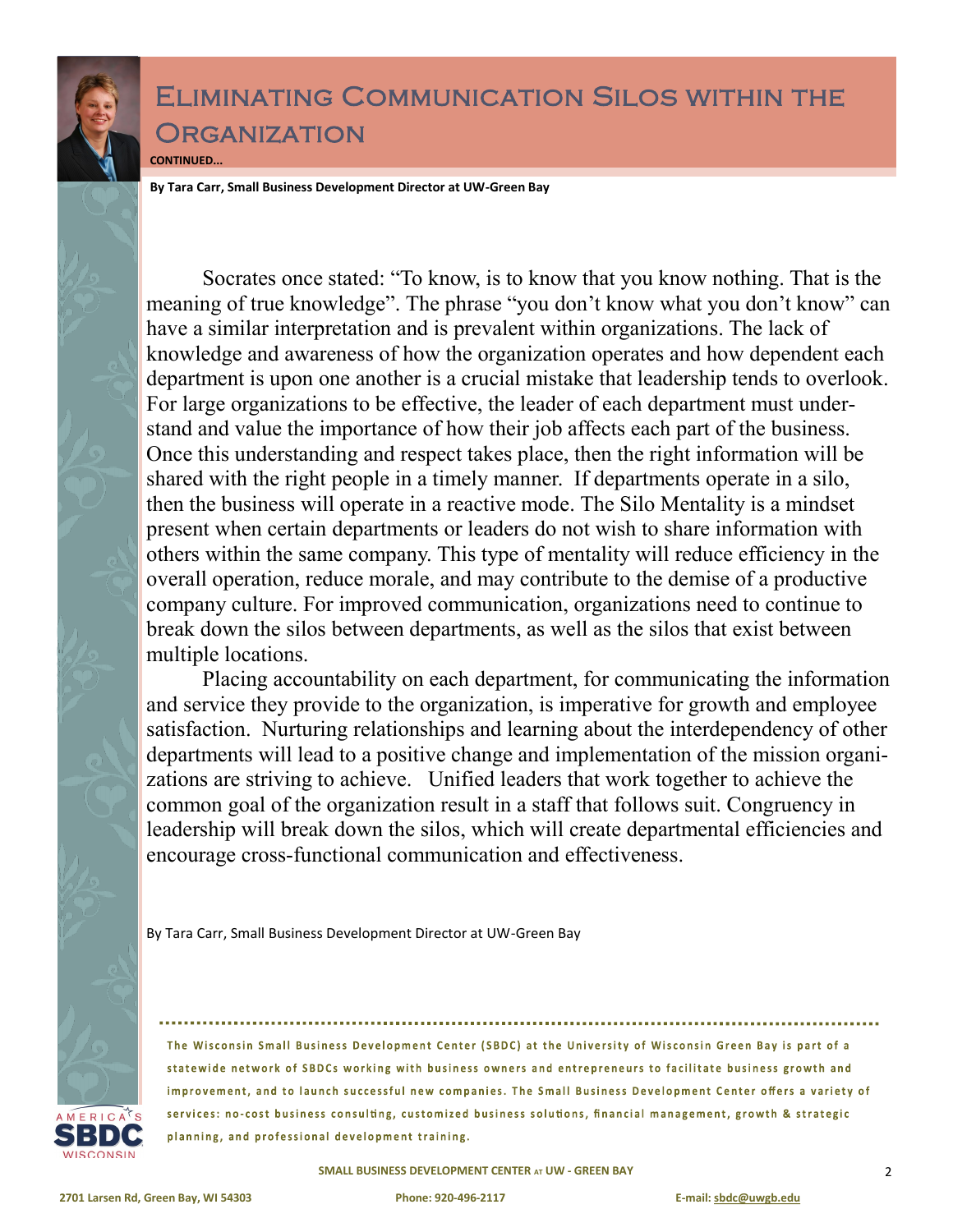# Eliminating Communication Silos within the Organization

**CONTINUED...**

**By Tara Carr, Small Business Development Director at UW-Green Bay**

Socrates once stated: "To know, is to know that you know nothing. That is the meaning of true knowledge". The phrase "you don't know what you don't know" can have a similar interpretation and is prevalent within organizations. The lack of knowledge and awareness of how the organization operates and how dependent each department is upon one another is a crucial mistake that leadership tends to overlook. For large organizations to be effective, the leader of each department must understand and value the importance of how their job affects each part of the business. Once this understanding and respect takes place, then the right information will be shared with the right people in a timely manner. If departments operate in a silo, then the business will operate in a reactive mode. The Silo Mentality is a mindset present when certain departments or leaders do not wish to share information with others within the same company. This type of mentality will reduce efficiency in the overall operation, reduce morale, and may contribute to the demise of a productive company culture. For improved communication, organizations need to continue to break down the silos between departments, as well as the silos that exist between multiple locations.

Placing accountability on each department, for communicating the information and service they provide to the organization, is imperative for growth and employee satisfaction. Nurturing relationships and learning about the interdependency of other departments will lead to a positive change and implementation of the mission organizations are striving to achieve. Unified leaders that work together to achieve the common goal of the organization result in a staff that follows suit. Congruency in leadership will break down the silos, which will create departmental efficiencies and encourage cross-functional communication and effectiveness.

By Tara Carr, Small Business Development Director at UW-Green Bay

---

**The Wisconsin Small Business Development Center (SBDC) at the University of Wisconsin Green Bay is part of a statewide network of SBDCs working with business owners and entrepreneurs to facilitate business growth and improvement, and to launch successful new companies. The Small Business Development Center offers a variety of services: no-cost business consulting, customized business solutions, financial management, growth & strategic planning, and professional development training.**

AMERICA'S SBDC WISCONSIN

**SMALL BUSINESS DEVELOPMENT CENTER AT UW - GREEN BAY**

**2701 Larsen Rd, Green Bay, WI 54303** | **Phone: 920-496-2117** | **E-mail: sbdc@uwgb.edu**